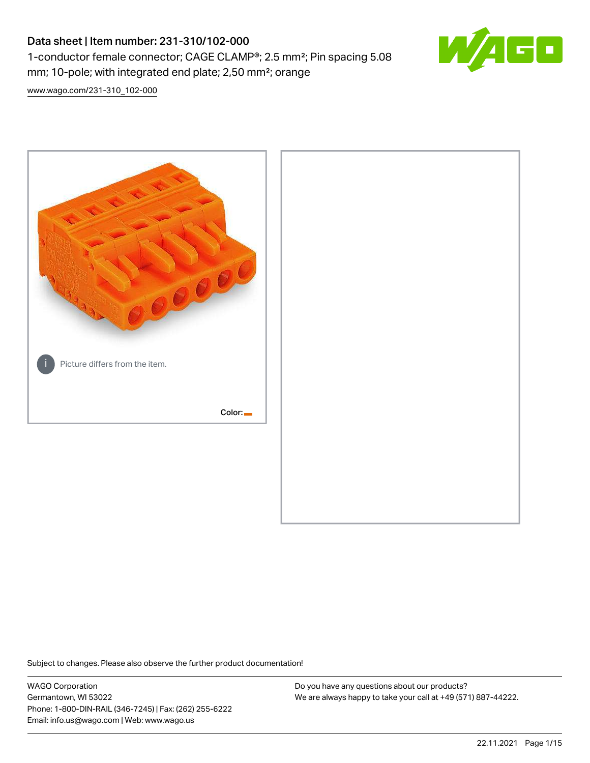# Data sheet | Item number: 231-310/102-000

1-conductor female connector; CAGE CLAMP®; 2.5 mm²; Pin spacing 5.08 mm; 10-pole; with integrated end plate; 2,50 mm²; orange

www.wago.com/231-310_102-000

Picture differs from the item.

Color:

Subject to changes. Please also observe the further product documentation!

WAGO Corporation
Germantown, WI 53022
Phone: 1-800-DIN-RAIL (346-7245) | Fax: (262) 255-6222
Email: info.us@wago.com | Web: www.wago.us

Do you have any questions about our products?
We are always happy to take your call at +49 (571) 887-44222.

22.11.2021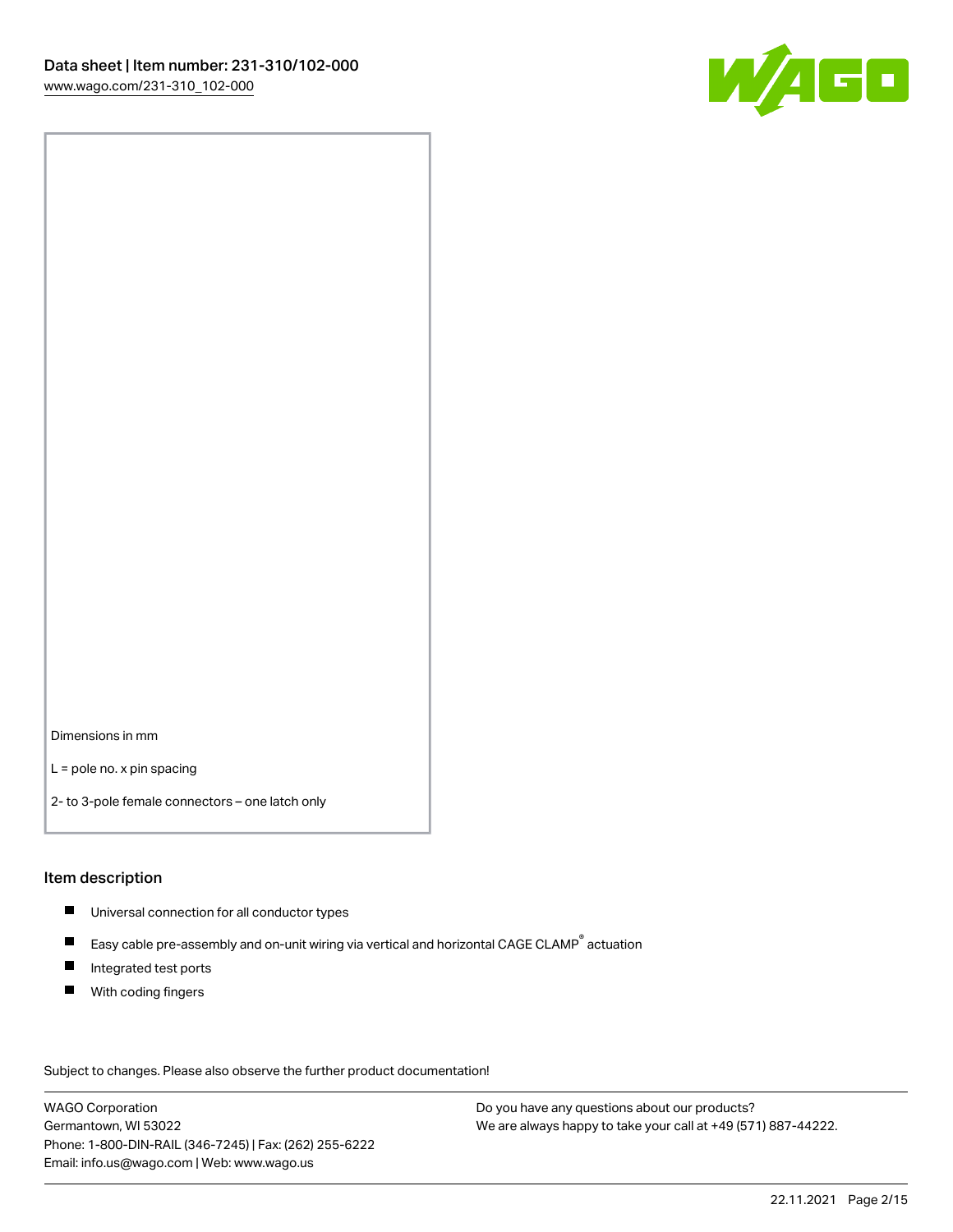Dimensions in mm

L = pole no. x pin spacing

2- to 3-pole female connectors – one latch only

## Item description

- Universal connection for all conductor types
- Easy cable pre-assembly and on-unit wiring via vertical and horizontal CAGE CLAMP® actuation
- Integrated test ports
- With coding fingers

Subject to changes. Please also observe the further product documentation!

WAGO Corporation
Germantown, WI 53022
Phone: 1-800-DIN-RAIL (346-7245) | Fax: (262) 255-6222
Email: info.us@wago.com | Web: www.wago.us

Do you have any questions about our products?
We are always happy to take your call at +49 (571) 887-44222.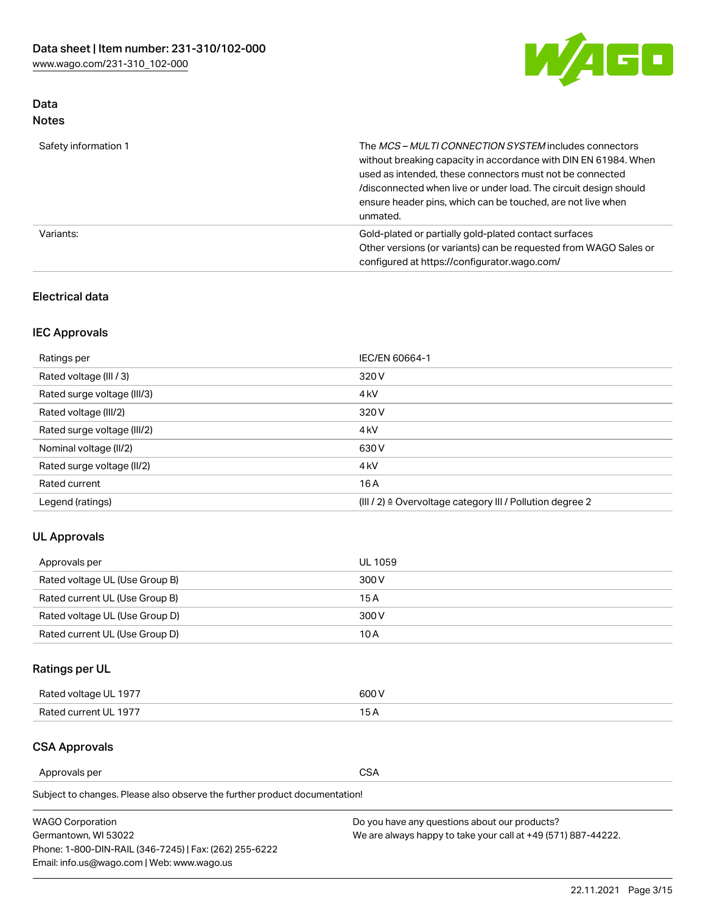## Data
### Notes

| | |
|---|---|
| Safety information 1 | The *MCS – MULTI CONNECTION SYSTEM* includes connectors without breaking capacity in accordance with DIN EN 61984. When used as intended, these connectors must not be connected /disconnected when live or under load. The circuit design should ensure header pins, which can be touched, are not live when unmated. |
| Variants: | Gold-plated or partially gold-plated contact surfaces<br>Other versions (or variants) can be requested from WAGO Sales or configured at https://configurator.wago.com/ |

### Electrical data

#### IEC Approvals

| | |
|---|---|
| Ratings per | IEC/EN 60664-1 |
| Rated voltage (III / 3) | 320 V |
| Rated surge voltage (III/3) | 4 kV |
| Rated voltage (III/2) | 320 V |
| Rated surge voltage (III/2) | 4 kV |
| Nominal voltage (II/2) | 630 V |
| Rated surge voltage (II/2) | 4 kV |
| Rated current | 16 A |
| Legend (ratings) | (III / 2) ≙ Overvoltage category III / Pollution degree 2 |

#### UL Approvals

| | |
|---|---|
| Approvals per | UL 1059 |
| Rated voltage UL (Use Group B) | 300 V |
| Rated current UL (Use Group B) | 15 A |
| Rated voltage UL (Use Group D) | 300 V |
| Rated current UL (Use Group D) | 10 A |

#### Ratings per UL

| | |
|---|---|
| Rated voltage UL 1977 | 600 V |
| Rated current UL 1977 | 15 A |

#### CSA Approvals

| | |
|---|---|
| Approvals per | CSA |

Subject to changes. Please also observe the further product documentation!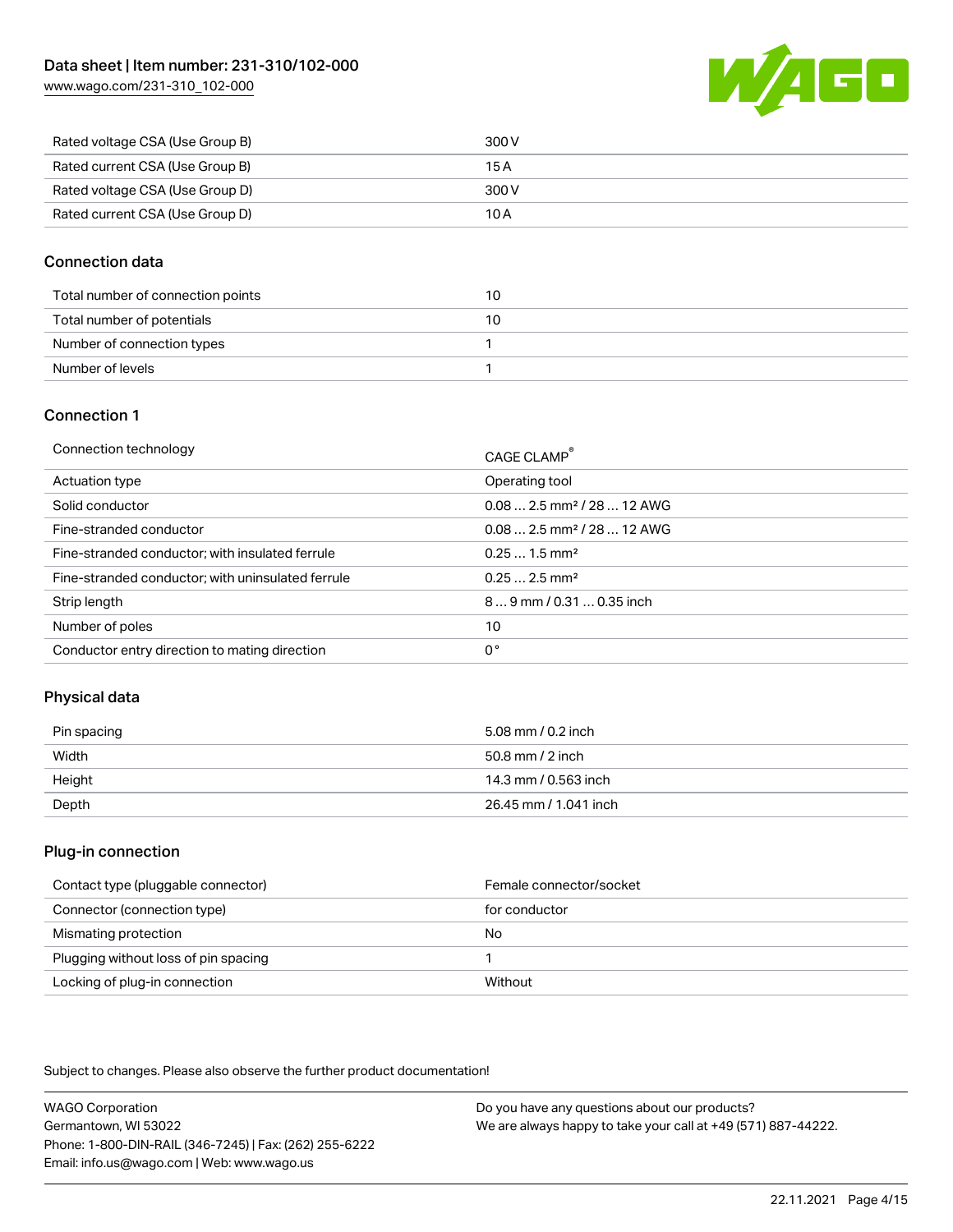| | |
|---|---|
| Rated voltage CSA (Use Group B) | 300 V |
| Rated current CSA (Use Group B) | 15 A |
| Rated voltage CSA (Use Group D) | 300 V |
| Rated current CSA (Use Group D) | 10 A |

## Connection data

| | |
|---|---|
| Total number of connection points | 10 |
| Total number of potentials | 10 |
| Number of connection types | 1 |
| Number of levels | 1 |

## Connection 1

| | |
|---|---|
| Connection technology | CAGE CLAMP® |
| Actuation type | Operating tool |
| Solid conductor | 0.08 … 2.5 mm² / 28 … 12 AWG |
| Fine-stranded conductor | 0.08 … 2.5 mm² / 28 … 12 AWG |
| Fine-stranded conductor; with insulated ferrule | 0.25 … 1.5 mm² |
| Fine-stranded conductor; with uninsulated ferrule | 0.25 … 2.5 mm² |
| Strip length | 8 … 9 mm / 0.31 … 0.35 inch |
| Number of poles | 10 |
| Conductor entry direction to mating direction | 0 ° |

## Physical data

| | |
|---|---|
| Pin spacing | 5.08 mm / 0.2 inch |
| Width | 50.8 mm / 2 inch |
| Height | 14.3 mm / 0.563 inch |
| Depth | 26.45 mm / 1.041 inch |

## Plug-in connection

| | |
|---|---|
| Contact type (pluggable connector) | Female connector/socket |
| Connector (connection type) | for conductor |
| Mismating protection | No |
| Plugging without loss of pin spacing | 1 |
| Locking of plug-in connection | Without |

Subject to changes. Please also observe the further product documentation!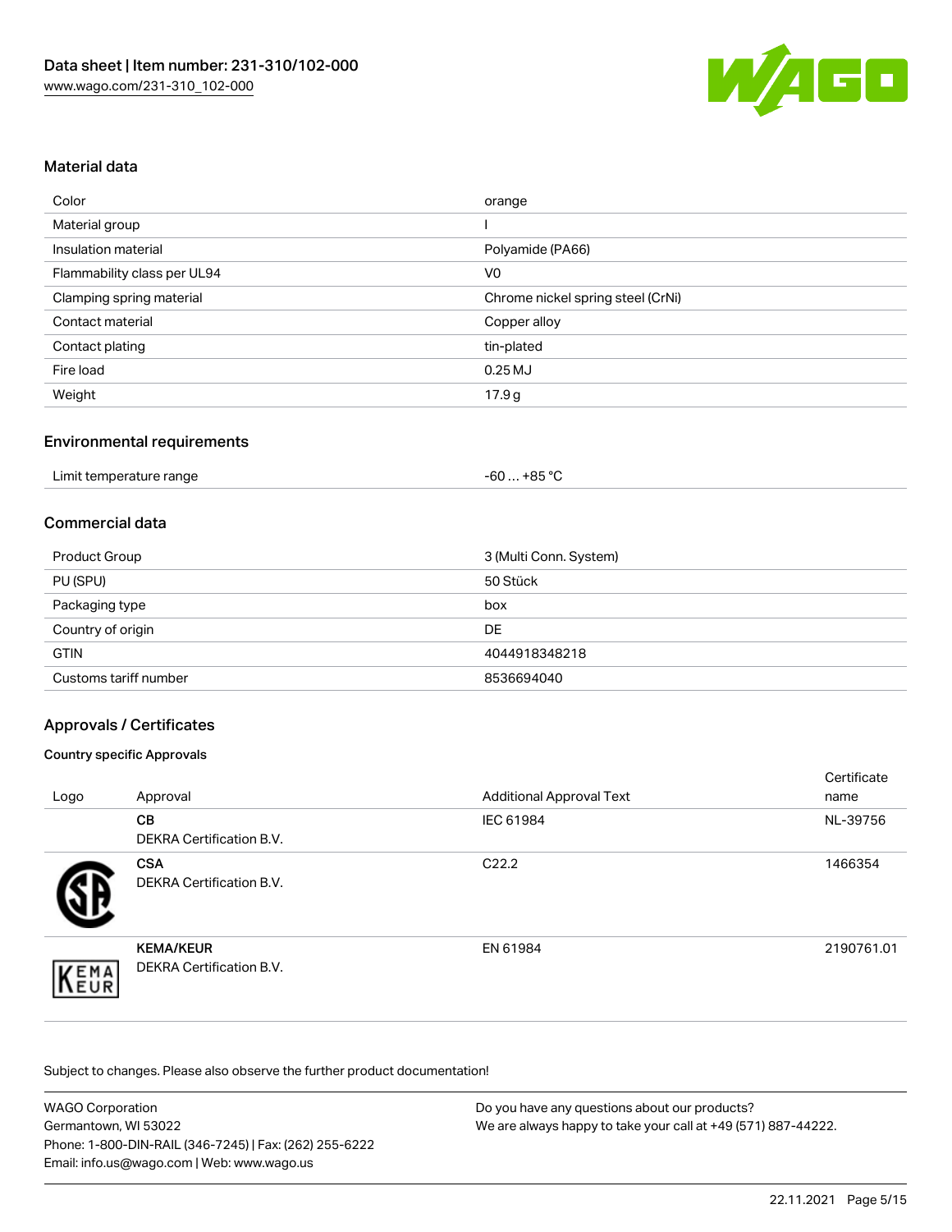## Material data

| | |
|---|---|
| Color | orange |
| Material group | I |
| Insulation material | Polyamide (PA66) |
| Flammability class per UL94 | V0 |
| Clamping spring material | Chrome nickel spring steel (CrNi) |
| Contact material | Copper alloy |
| Contact plating | tin-plated |
| Fire load | 0.25 MJ |
| Weight | 17.9 g |

## Environmental requirements

| | |
|---|---|
| Limit temperature range | -60 … +85 °C |

## Commercial data

| | |
|---|---|
| Product Group | 3 (Multi Conn. System) |
| PU (SPU) | 50 Stück |
| Packaging type | box |
| Country of origin | DE |
| GTIN | 4044918348218 |
| Customs tariff number | 8536694040 |

## Approvals / Certificates

### Country specific Approvals

| Logo | Approval | Additional Approval Text | Certificate name |
|---|---|---|---|
| | **CB**<br>DEKRA Certification B.V. | IEC 61984 | NL-39756 |
| | **CSA**<br>DEKRA Certification B.V. | C22.2 | 1466354 |
| | **KEMA/KEUR**<br>DEKRA Certification B.V. | EN 61984 | 2190761.01 |

Subject to changes. Please also observe the further product documentation!

WAGO Corporation
Germantown, WI 53022
Phone: 1-800-DIN-RAIL (346-7245) | Fax: (262) 255-6222
Email: info.us@wago.com | Web: www.wago.us

Do you have any questions about our products?
We are always happy to take your call at +49 (571) 887-44222.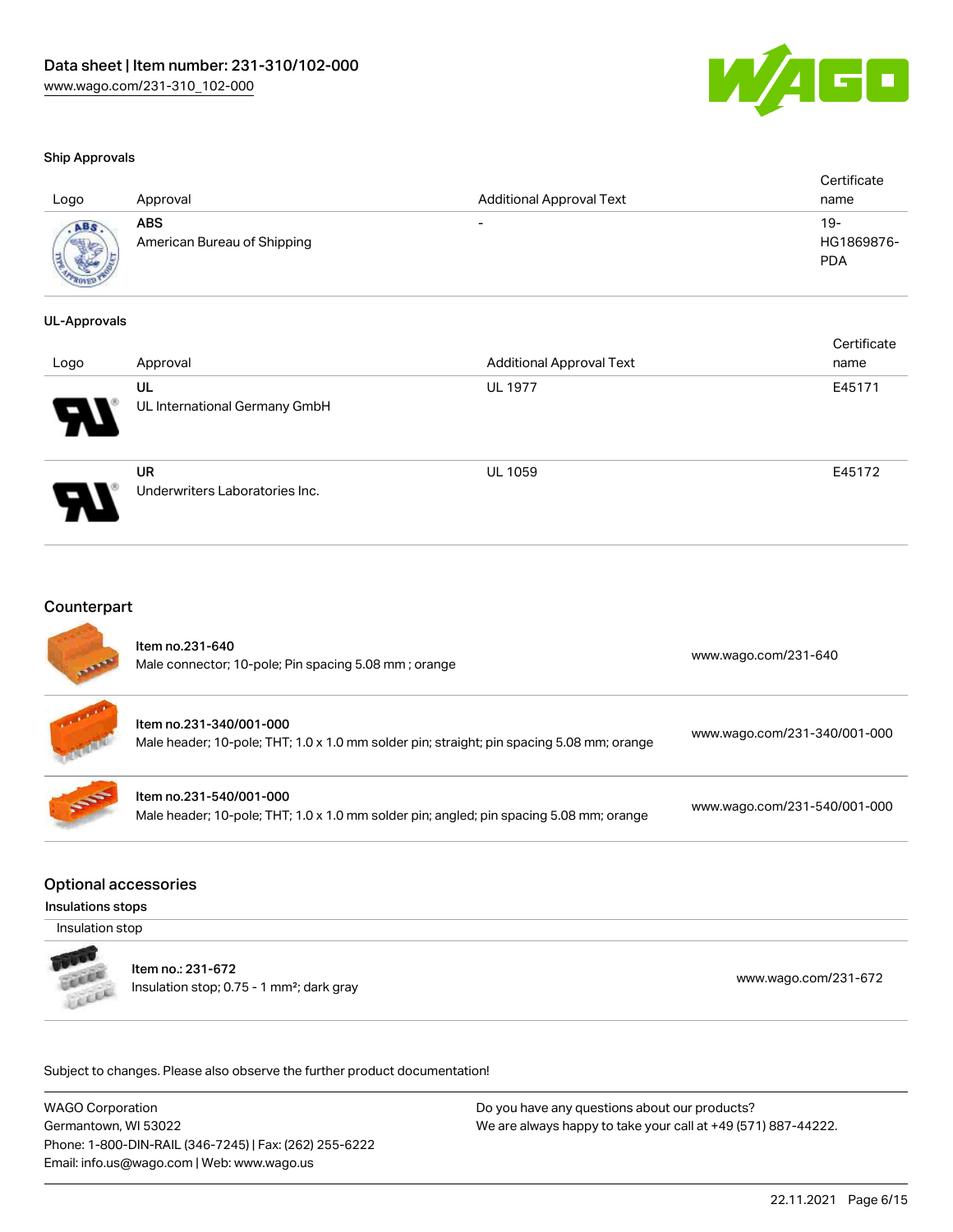### Ship Approvals

| Logo | Approval | Additional Approval Text | Certificate name |
|---|---|---|---|
| | **ABS**<br>American Bureau of Shipping | - | 19-HG1869876-PDA |

### UL-Approvals

| Logo | Approval | Additional Approval Text | Certificate name |
|---|---|---|---|
| | **UL**<br>UL International Germany GmbH | UL 1977 | E45171 |
| | **UR**<br>Underwriters Laboratories Inc. | UL 1059 | E45172 |

## Counterpart

| | | |
|---|---|---|
| | Item no.231-640<br>Male connector; 10-pole; Pin spacing 5.08 mm ; orange | www.wago.com/231-640 |
| | Item no.231-340/001-000<br>Male header; 10-pole; THT; 1.0 x 1.0 mm solder pin; straight; pin spacing 5.08 mm; orange | www.wago.com/231-340/001-000 |
| | Item no.231-540/001-000<br>Male header; 10-pole; THT; 1.0 x 1.0 mm solder pin; angled; pin spacing 5.08 mm; orange | www.wago.com/231-540/001-000 |

## Optional accessories

### Insulations stops

Insulation stop

| | | |
|---|---|---|
| | Item no.: 231-672<br>Insulation stop; 0.75 - 1 mm²; dark gray | www.wago.com/231-672 |

Subject to changes. Please also observe the further product documentation!

WAGO Corporation
Germantown, WI 53022
Phone: 1-800-DIN-RAIL (346-7245) | Fax: (262) 255-6222
Email: info.us@wago.com | Web: www.wago.us

Do you have any questions about our products?
We are always happy to take your call at +49 (571) 887-44222.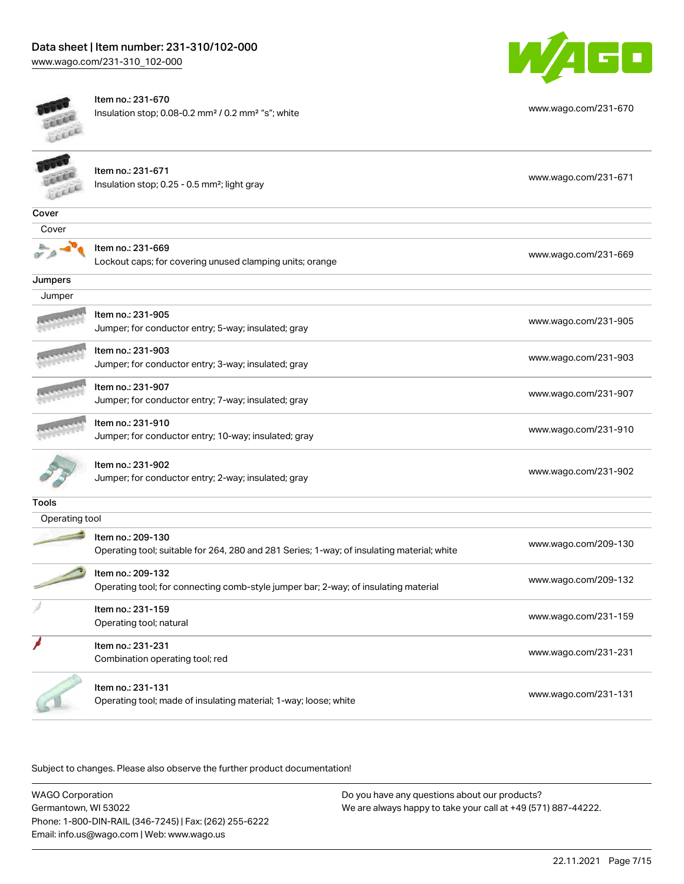Item no.: 231-670
Insulation stop; 0.08-0.2 mm² / 0.2 mm² "s"; white

www.wago.com/231-670

Item no.: 231-671
Insulation stop; 0.25 - 0.5 mm²; light gray

www.wago.com/231-671

## Cover

### Cover

Item no.: 231-669
Lockout caps; for covering unused clamping units; orange

www.wago.com/231-669

## Jumpers

### Jumper

Item no.: 231-905
Jumper; for conductor entry; 5-way; insulated; gray

www.wago.com/231-905

Item no.: 231-903
Jumper; for conductor entry; 3-way; insulated; gray

www.wago.com/231-903

Item no.: 231-907
Jumper; for conductor entry; 7-way; insulated; gray

www.wago.com/231-907

Item no.: 231-910
Jumper; for conductor entry; 10-way; insulated; gray

www.wago.com/231-910

Item no.: 231-902
Jumper; for conductor entry; 2-way; insulated; gray

www.wago.com/231-902

## Tools

### Operating tool

Item no.: 209-130
Operating tool; suitable for 264, 280 and 281 Series; 1-way; of insulating material; white

www.wago.com/209-130

Item no.: 209-132
Operating tool; for connecting comb-style jumper bar; 2-way; of insulating material

www.wago.com/209-132

Item no.: 231-159
Operating tool; natural

www.wago.com/231-159

Item no.: 231-231
Combination operating tool; red

www.wago.com/231-231

Item no.: 231-131
Operating tool; made of insulating material; 1-way; loose; white

www.wago.com/231-131

Subject to changes. Please also observe the further product documentation!

WAGO Corporation
Germantown, WI 53022
Phone: 1-800-DIN-RAIL (346-7245) | Fax: (262) 255-6222
Email: info.us@wago.com | Web: www.wago.us

Do you have any questions about our products?
We are always happy to take your call at +49 (571) 887-44222.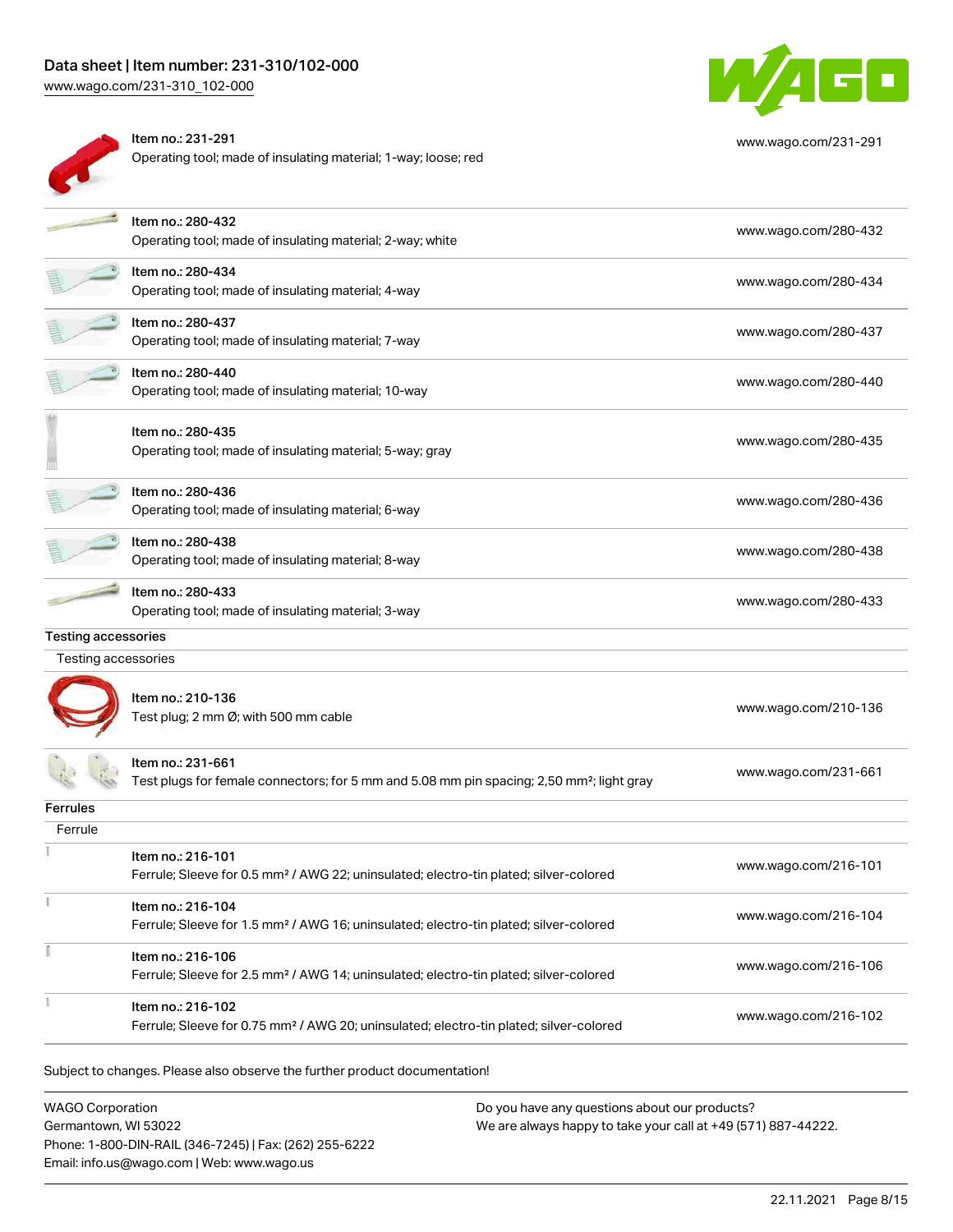| | | |
|---|---|---|
| | Item no.: 231-291<br>Operating tool; made of insulating material; 1-way; loose; red | www.wago.com/231-291 |
| | Item no.: 280-432<br>Operating tool; made of insulating material; 2-way; white | www.wago.com/280-432 |
| | Item no.: 280-434<br>Operating tool; made of insulating material; 4-way | www.wago.com/280-434 |
| | Item no.: 280-437<br>Operating tool; made of insulating material; 7-way | www.wago.com/280-437 |
| | Item no.: 280-440<br>Operating tool; made of insulating material; 10-way | www.wago.com/280-440 |
| | Item no.: 280-435<br>Operating tool; made of insulating material; 5-way; gray | www.wago.com/280-435 |
| | Item no.: 280-436<br>Operating tool; made of insulating material; 6-way | www.wago.com/280-436 |
| | Item no.: 280-438<br>Operating tool; made of insulating material; 8-way | www.wago.com/280-438 |
| | Item no.: 280-433<br>Operating tool; made of insulating material; 3-way | www.wago.com/280-433 |

**Testing accessories**

Testing accessories

| | | |
|---|---|---|
| | Item no.: 210-136<br>Test plug; 2 mm Ø; with 500 mm cable | www.wago.com/210-136 |
| | Item no.: 231-661<br>Test plugs for female connectors; for 5 mm and 5.08 mm pin spacing; 2,50 mm²; light gray | www.wago.com/231-661 |

**Ferrules**

Ferrule

| | | |
|---|---|---|
| | Item no.: 216-101<br>Ferrule; Sleeve for 0.5 mm² / AWG 22; uninsulated; electro-tin plated; silver-colored | www.wago.com/216-101 |
| | Item no.: 216-104<br>Ferrule; Sleeve for 1.5 mm² / AWG 16; uninsulated; electro-tin plated; silver-colored | www.wago.com/216-104 |
| | Item no.: 216-106<br>Ferrule; Sleeve for 2.5 mm² / AWG 14; uninsulated; electro-tin plated; silver-colored | www.wago.com/216-106 |
| | Item no.: 216-102<br>Ferrule; Sleeve for 0.75 mm² / AWG 20; uninsulated; electro-tin plated; silver-colored | www.wago.com/216-102 |

Subject to changes. Please also observe the further product documentation!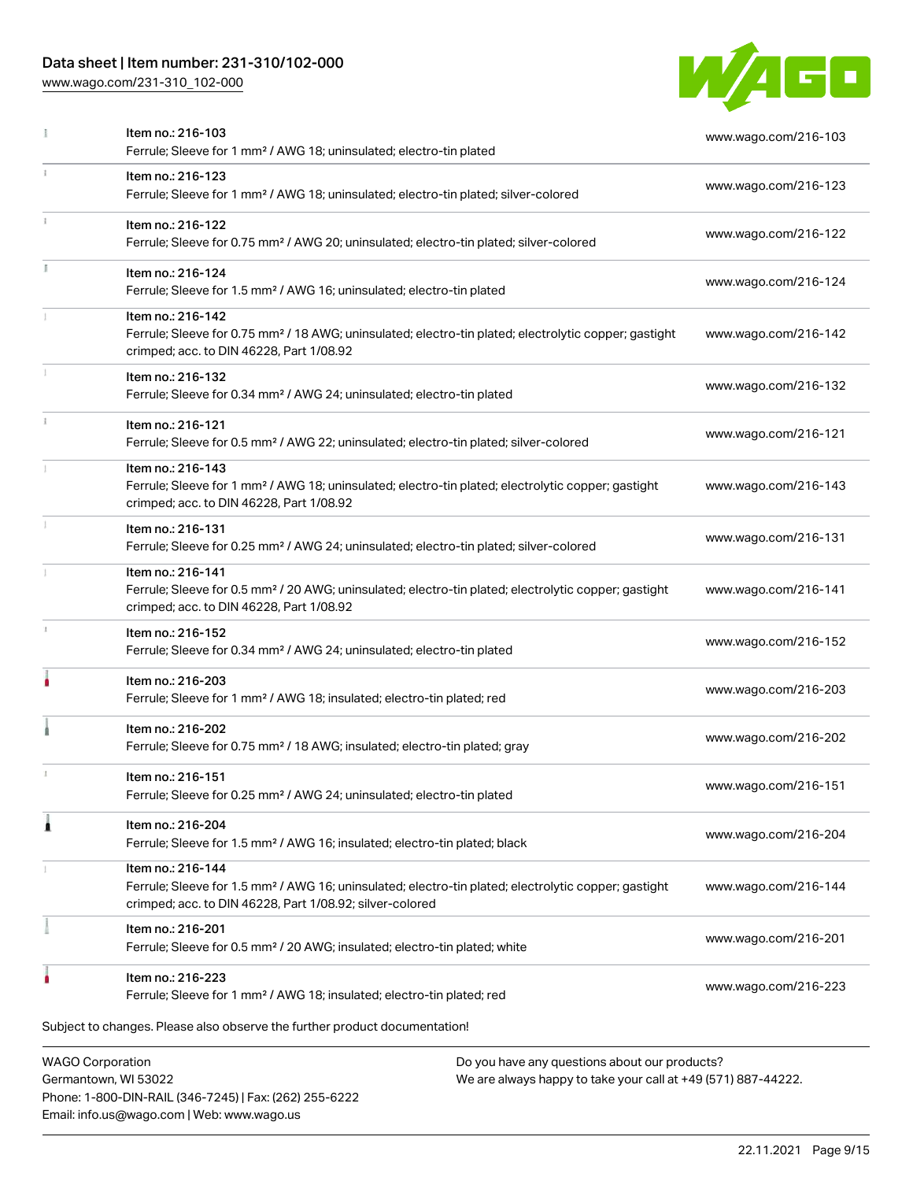| | Item | Link |
|---|---|---|
| | Item no.: 216-103<br>Ferrule; Sleeve for 1 mm² / AWG 18; uninsulated; electro-tin plated | www.wago.com/216-103 |
| | Item no.: 216-123<br>Ferrule; Sleeve for 1 mm² / AWG 18; uninsulated; electro-tin plated; silver-colored | www.wago.com/216-123 |
| | Item no.: 216-122<br>Ferrule; Sleeve for 0.75 mm² / AWG 20; uninsulated; electro-tin plated; silver-colored | www.wago.com/216-122 |
| | Item no.: 216-124<br>Ferrule; Sleeve for 1.5 mm² / AWG 16; uninsulated; electro-tin plated | www.wago.com/216-124 |
| | Item no.: 216-142<br>Ferrule; Sleeve for 0.75 mm² / 18 AWG; uninsulated; electro-tin plated; electrolytic copper; gastight crimped; acc. to DIN 46228, Part 1/08.92 | www.wago.com/216-142 |
| | Item no.: 216-132<br>Ferrule; Sleeve for 0.34 mm² / AWG 24; uninsulated; electro-tin plated | www.wago.com/216-132 |
| | Item no.: 216-121<br>Ferrule; Sleeve for 0.5 mm² / AWG 22; uninsulated; electro-tin plated; silver-colored | www.wago.com/216-121 |
| | Item no.: 216-143<br>Ferrule; Sleeve for 1 mm² / AWG 18; uninsulated; electro-tin plated; electrolytic copper; gastight crimped; acc. to DIN 46228, Part 1/08.92 | www.wago.com/216-143 |
| | Item no.: 216-131<br>Ferrule; Sleeve for 0.25 mm² / AWG 24; uninsulated; electro-tin plated; silver-colored | www.wago.com/216-131 |
| | Item no.: 216-141<br>Ferrule; Sleeve for 0.5 mm² / 20 AWG; uninsulated; electro-tin plated; electrolytic copper; gastight crimped; acc. to DIN 46228, Part 1/08.92 | www.wago.com/216-141 |
| | Item no.: 216-152<br>Ferrule; Sleeve for 0.34 mm² / AWG 24; uninsulated; electro-tin plated | www.wago.com/216-152 |
| | Item no.: 216-203<br>Ferrule; Sleeve for 1 mm² / AWG 18; insulated; electro-tin plated; red | www.wago.com/216-203 |
| | Item no.: 216-202<br>Ferrule; Sleeve for 0.75 mm² / 18 AWG; insulated; electro-tin plated; gray | www.wago.com/216-202 |
| | Item no.: 216-151<br>Ferrule; Sleeve for 0.25 mm² / AWG 24; uninsulated; electro-tin plated | www.wago.com/216-151 |
| | Item no.: 216-204<br>Ferrule; Sleeve for 1.5 mm² / AWG 16; insulated; electro-tin plated; black | www.wago.com/216-204 |
| | Item no.: 216-144<br>Ferrule; Sleeve for 1.5 mm² / AWG 16; uninsulated; electro-tin plated; electrolytic copper; gastight crimped; acc. to DIN 46228, Part 1/08.92; silver-colored | www.wago.com/216-144 |
| | Item no.: 216-201<br>Ferrule; Sleeve for 0.5 mm² / 20 AWG; insulated; electro-tin plated; white | www.wago.com/216-201 |
| | Item no.: 216-223<br>Ferrule; Sleeve for 1 mm² / AWG 18; insulated; electro-tin plated; red | www.wago.com/216-223 |

Subject to changes. Please also observe the further product documentation!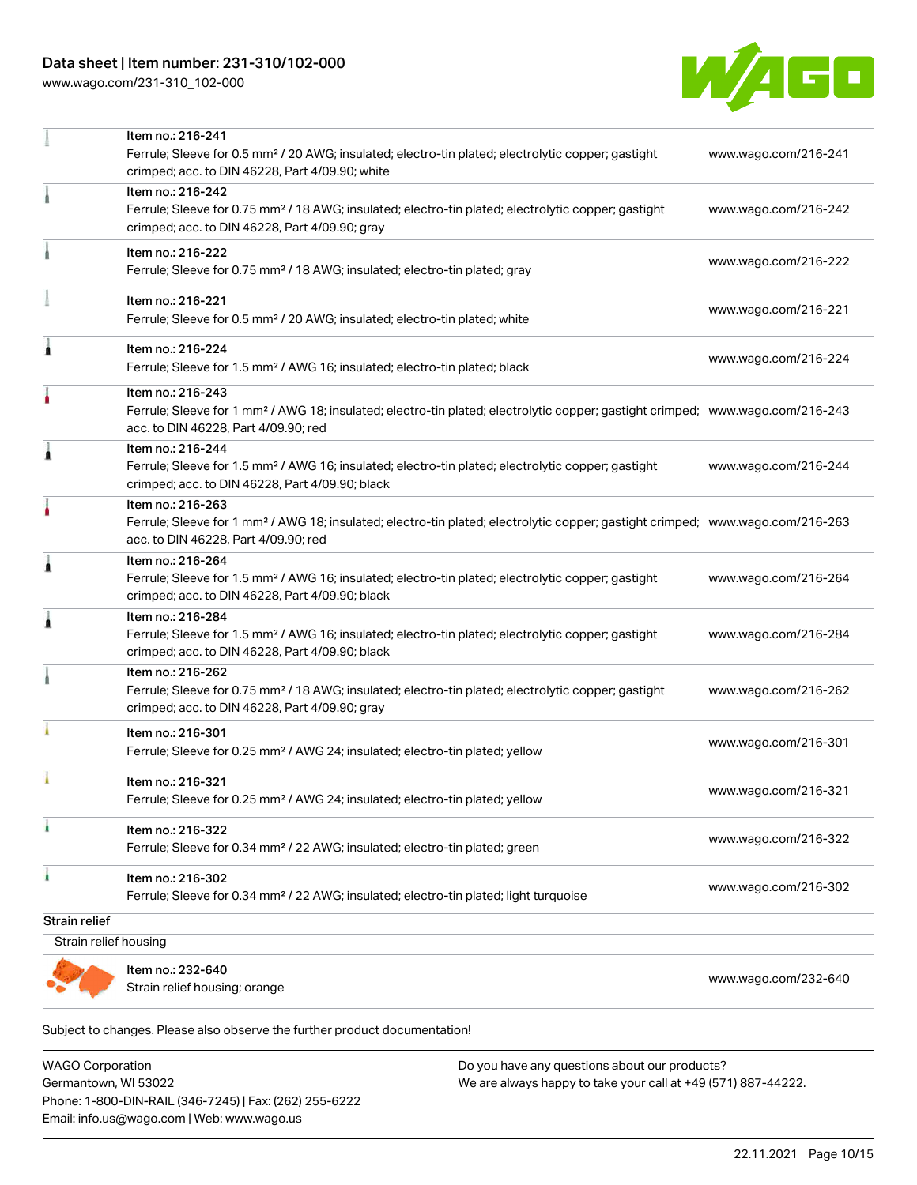| Item | Description | Link |
|---|---|---|
| Item no.: 216-241 | Ferrule; Sleeve for 0.5 mm² / 20 AWG; insulated; electro-tin plated; electrolytic copper; gastight crimped; acc. to DIN 46228, Part 4/09.90; white | www.wago.com/216-241 |
| Item no.: 216-242 | Ferrule; Sleeve for 0.75 mm² / 18 AWG; insulated; electro-tin plated; electrolytic copper; gastight crimped; acc. to DIN 46228, Part 4/09.90; gray | www.wago.com/216-242 |
| Item no.: 216-222 | Ferrule; Sleeve for 0.75 mm² / 18 AWG; insulated; electro-tin plated; gray | www.wago.com/216-222 |
| Item no.: 216-221 | Ferrule; Sleeve for 0.5 mm² / 20 AWG; insulated; electro-tin plated; white | www.wago.com/216-221 |
| Item no.: 216-224 | Ferrule; Sleeve for 1.5 mm² / AWG 16; insulated; electro-tin plated; black | www.wago.com/216-224 |
| Item no.: 216-243 | Ferrule; Sleeve for 1 mm² / AWG 18; insulated; electro-tin plated; electrolytic copper; gastight crimped; acc. to DIN 46228, Part 4/09.90; red | www.wago.com/216-243 |
| Item no.: 216-244 | Ferrule; Sleeve for 1.5 mm² / AWG 16; insulated; electro-tin plated; electrolytic copper; gastight crimped; acc. to DIN 46228, Part 4/09.90; black | www.wago.com/216-244 |
| Item no.: 216-263 | Ferrule; Sleeve for 1 mm² / AWG 18; insulated; electro-tin plated; electrolytic copper; gastight crimped; acc. to DIN 46228, Part 4/09.90; red | www.wago.com/216-263 |
| Item no.: 216-264 | Ferrule; Sleeve for 1.5 mm² / AWG 16; insulated; electro-tin plated; electrolytic copper; gastight crimped; acc. to DIN 46228, Part 4/09.90; black | www.wago.com/216-264 |
| Item no.: 216-284 | Ferrule; Sleeve for 1.5 mm² / AWG 16; insulated; electro-tin plated; electrolytic copper; gastight crimped; acc. to DIN 46228, Part 4/09.90; black | www.wago.com/216-284 |
| Item no.: 216-262 | Ferrule; Sleeve for 0.75 mm² / 18 AWG; insulated; electro-tin plated; electrolytic copper; gastight crimped; acc. to DIN 46228, Part 4/09.90; gray | www.wago.com/216-262 |
| Item no.: 216-301 | Ferrule; Sleeve for 0.25 mm² / AWG 24; insulated; electro-tin plated; yellow | www.wago.com/216-301 |
| Item no.: 216-321 | Ferrule; Sleeve for 0.25 mm² / AWG 24; insulated; electro-tin plated; yellow | www.wago.com/216-321 |
| Item no.: 216-322 | Ferrule; Sleeve for 0.34 mm² / 22 AWG; insulated; electro-tin plated; green | www.wago.com/216-322 |
| Item no.: 216-302 | Ferrule; Sleeve for 0.34 mm² / 22 AWG; insulated; electro-tin plated; light turquoise | www.wago.com/216-302 |

### Strain relief

Strain relief housing

| Item | Description | Link |
|---|---|---|
| Item no.: 232-640 | Strain relief housing; orange | www.wago.com/232-640 |

Subject to changes. Please also observe the further product documentation!

WAGO Corporation
Germantown, WI 53022
Phone: 1-800-DIN-RAIL (346-7245) | Fax: (262) 255-6222
Email: info.us@wago.com | Web: www.wago.us

Do you have any questions about our products?
We are always happy to take your call at +49 (571) 887-44222.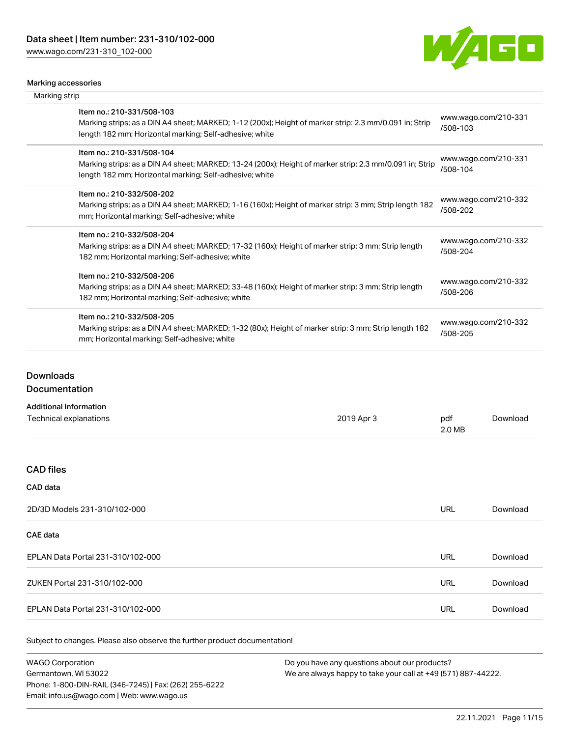### Marking accessories

Marking strip

| | | |
|---|---|---|
| | Item no.: 210-331/508-103<br>Marking strips; as a DIN A4 sheet; MARKED; 1-12 (200x); Height of marker strip: 2.3 mm/0.091 in; Strip length 182 mm; Horizontal marking; Self-adhesive; white | www.wago.com/210-331/508-103 |
| | Item no.: 210-331/508-104<br>Marking strips; as a DIN A4 sheet; MARKED; 13-24 (200x); Height of marker strip: 2.3 mm/0.091 in; Strip length 182 mm; Horizontal marking; Self-adhesive; white | www.wago.com/210-331/508-104 |
| | Item no.: 210-332/508-202<br>Marking strips; as a DIN A4 sheet; MARKED; 1-16 (160x); Height of marker strip: 3 mm; Strip length 182 mm; Horizontal marking; Self-adhesive; white | www.wago.com/210-332/508-202 |
| | Item no.: 210-332/508-204<br>Marking strips; as a DIN A4 sheet; MARKED; 17-32 (160x); Height of marker strip: 3 mm; Strip length 182 mm; Horizontal marking; Self-adhesive; white | www.wago.com/210-332/508-204 |
| | Item no.: 210-332/508-206<br>Marking strips; as a DIN A4 sheet; MARKED; 33-48 (160x); Height of marker strip: 3 mm; Strip length 182 mm; Horizontal marking; Self-adhesive; white | www.wago.com/210-332/508-206 |
| | Item no.: 210-332/508-205<br>Marking strips; as a DIN A4 sheet; MARKED; 1-32 (80x); Height of marker strip: 3 mm; Strip length 182 mm; Horizontal marking; Self-adhesive; white | www.wago.com/210-332/508-205 |

## Downloads

## Documentation

**Additional Information**

| | | | |
|---|---|---|---|
| Technical explanations | 2019 Apr 3 | pdf<br>2.0 MB | Download |

## CAD files

### CAD data

| | | |
|---|---|---|
| 2D/3D Models 231-310/102-000 | URL | Download |

### CAE data

| | | |
|---|---|---|
| EPLAN Data Portal 231-310/102-000 | URL | Download |
| ZUKEN Portal 231-310/102-000 | URL | Download |
| EPLAN Data Portal 231-310/102-000 | URL | Download |

Subject to changes. Please also observe the further product documentation!

WAGO Corporation
Germantown, WI 53022
Phone: 1-800-DIN-RAIL (346-7245) | Fax: (262) 255-6222
Email: info.us@wago.com | Web: www.wago.us

Do you have any questions about our products?
We are always happy to take your call at +49 (571) 887-44222.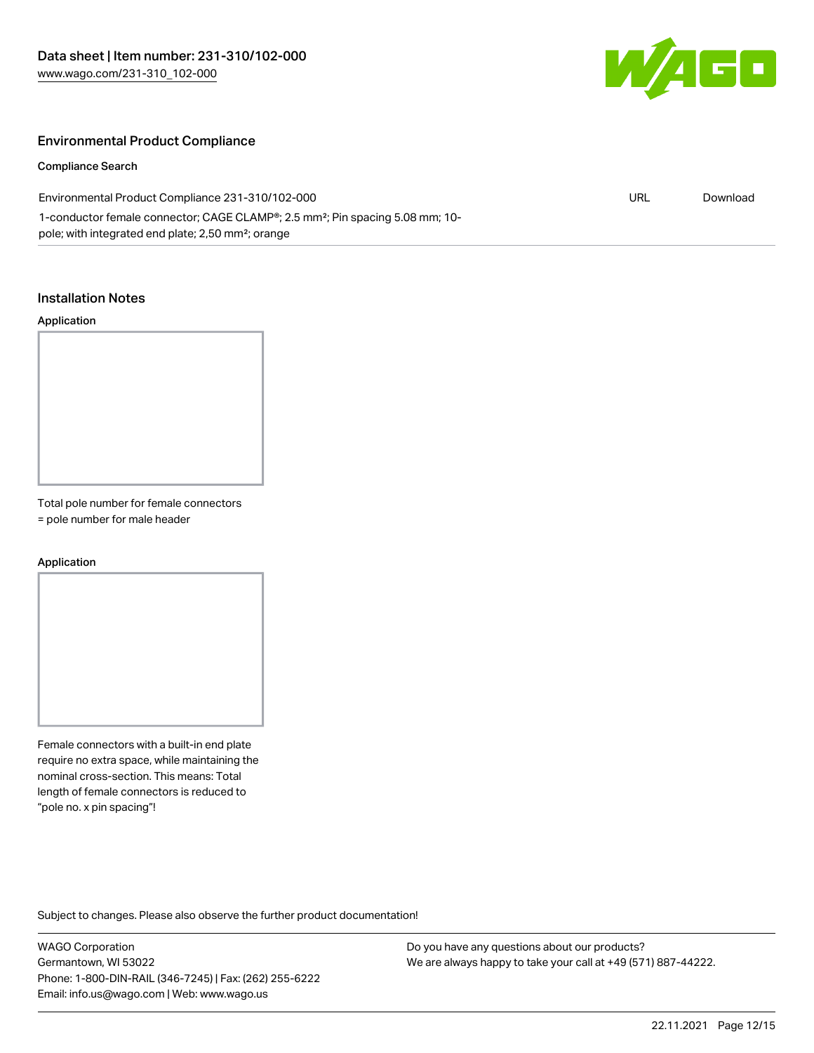## Environmental Product Compliance

### Compliance Search

| Environmental Product Compliance 231-310/102-000 | URL | Download |
| --- | --- | --- |
| 1-conductor female connector; CAGE CLAMP®; 2.5 mm²; Pin spacing 5.08 mm; 10-pole; with integrated end plate; 2,50 mm²; orange | | |

## Installation Notes

### Application

Total pole number for female connectors = pole number for male header

### Application

Female connectors with a built-in end plate require no extra space, while maintaining the nominal cross-section. This means: Total length of female connectors is reduced to "pole no. x pin spacing"!

Subject to changes. Please also observe the further product documentation!

WAGO Corporation
Germantown, WI 53022
Phone: 1-800-DIN-RAIL (346-7245) | Fax: (262) 255-6222
Email: info.us@wago.com | Web: www.wago.us

Do you have any questions about our products?
We are always happy to take your call at +49 (571) 887-44222.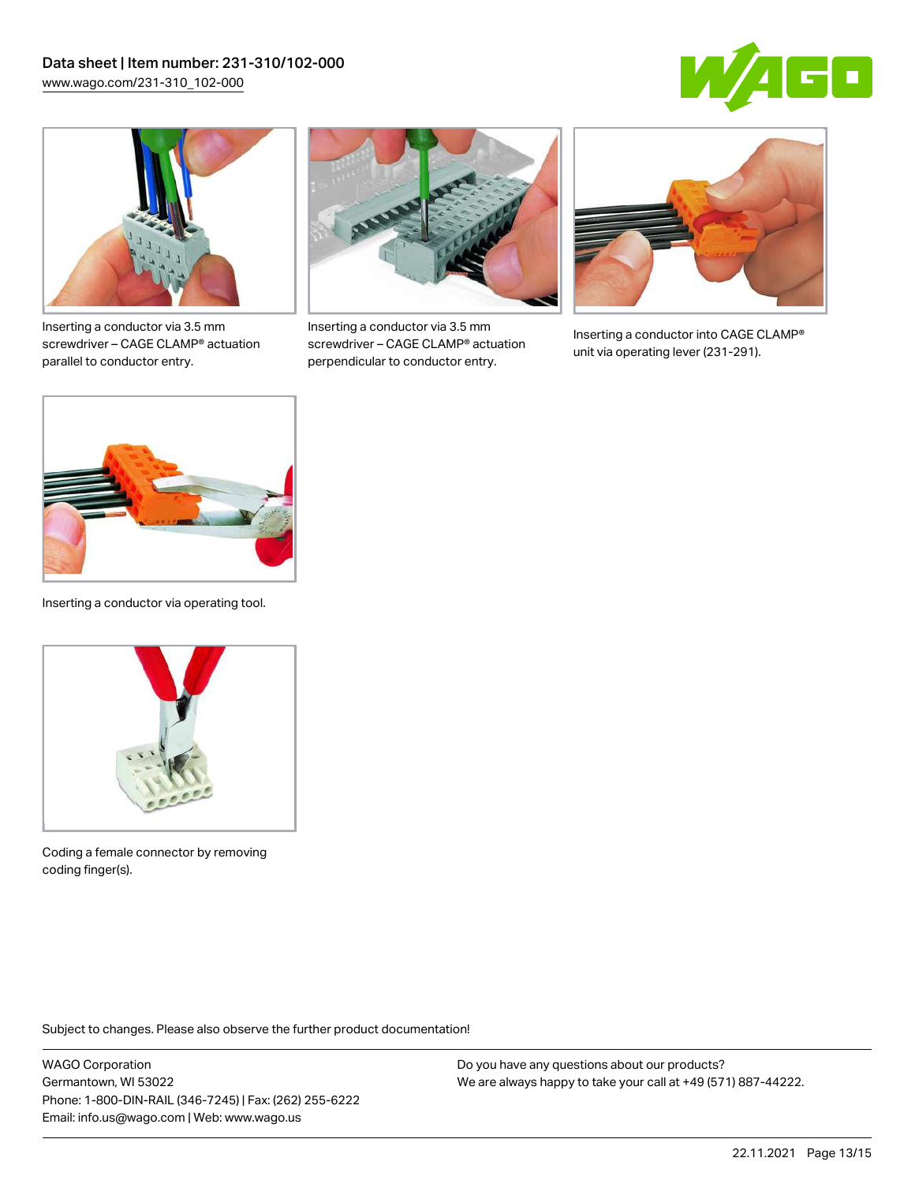Inserting a conductor via 3.5 mm screwdriver – CAGE CLAMP® actuation parallel to conductor entry.

Inserting a conductor via 3.5 mm screwdriver – CAGE CLAMP® actuation perpendicular to conductor entry.

Inserting a conductor into CAGE CLAMP® unit via operating lever (231-291).

Inserting a conductor via operating tool.

Coding a female connector by removing coding finger(s).

Subject to changes. Please also observe the further product documentation!

WAGO Corporation
Germantown, WI 53022
Phone: 1-800-DIN-RAIL (346-7245) | Fax: (262) 255-6222
Email: info.us@wago.com | Web: www.wago.us

Do you have any questions about our products?
We are always happy to take your call at +49 (571) 887-44222.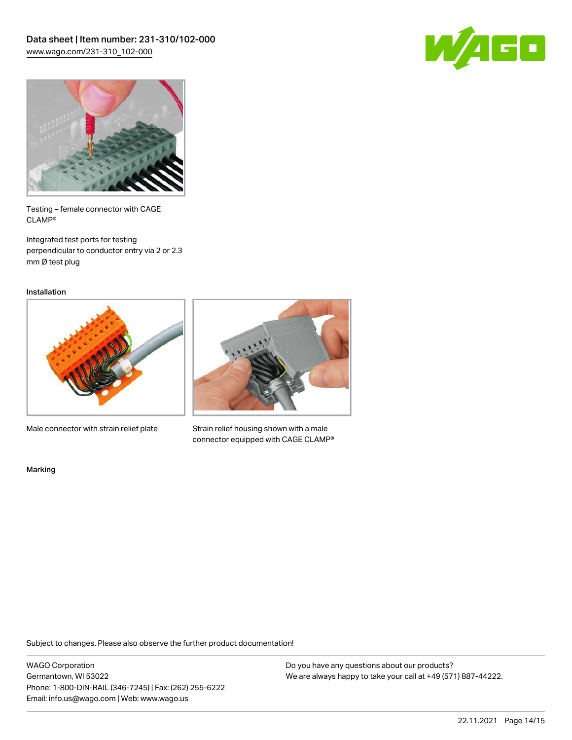Testing – female connector with CAGE CLAMP®

Integrated test ports for testing perpendicular to conductor entry via 2 or 2.3 mm Ø test plug

Installation

Male connector with strain relief plate

Strain relief housing shown with a male connector equipped with CAGE CLAMP®

Marking

Subject to changes. Please also observe the further product documentation!

WAGO Corporation
Germantown, WI 53022
Phone: 1-800-DIN-RAIL (346-7245) | Fax: (262) 255-6222
Email: info.us@wago.com | Web: www.wago.us

Do you have any questions about our products?
We are always happy to take your call at +49 (571) 887-44222.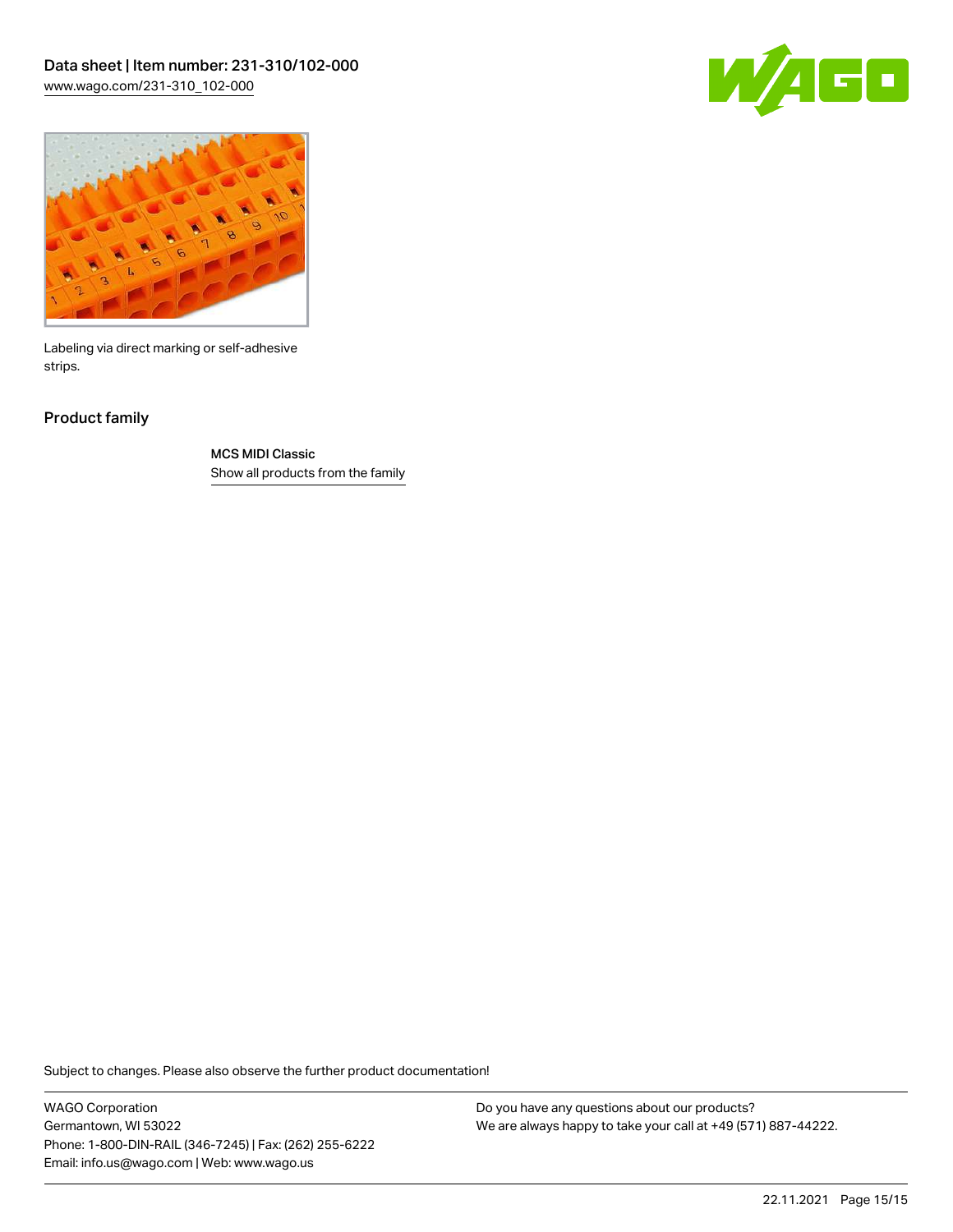Labeling via direct marking or self-adhesive strips.

## Product family

**MCS MIDI Classic**

Show all products from the family

Subject to changes. Please also observe the further product documentation!

WAGO Corporation
Germantown, WI 53022
Phone: 1-800-DIN-RAIL (346-7245) | Fax: (262) 255-6222
Email: info.us@wago.com | Web: www.wago.us

Do you have any questions about our products?
We are always happy to take your call at +49 (571) 887-44222.